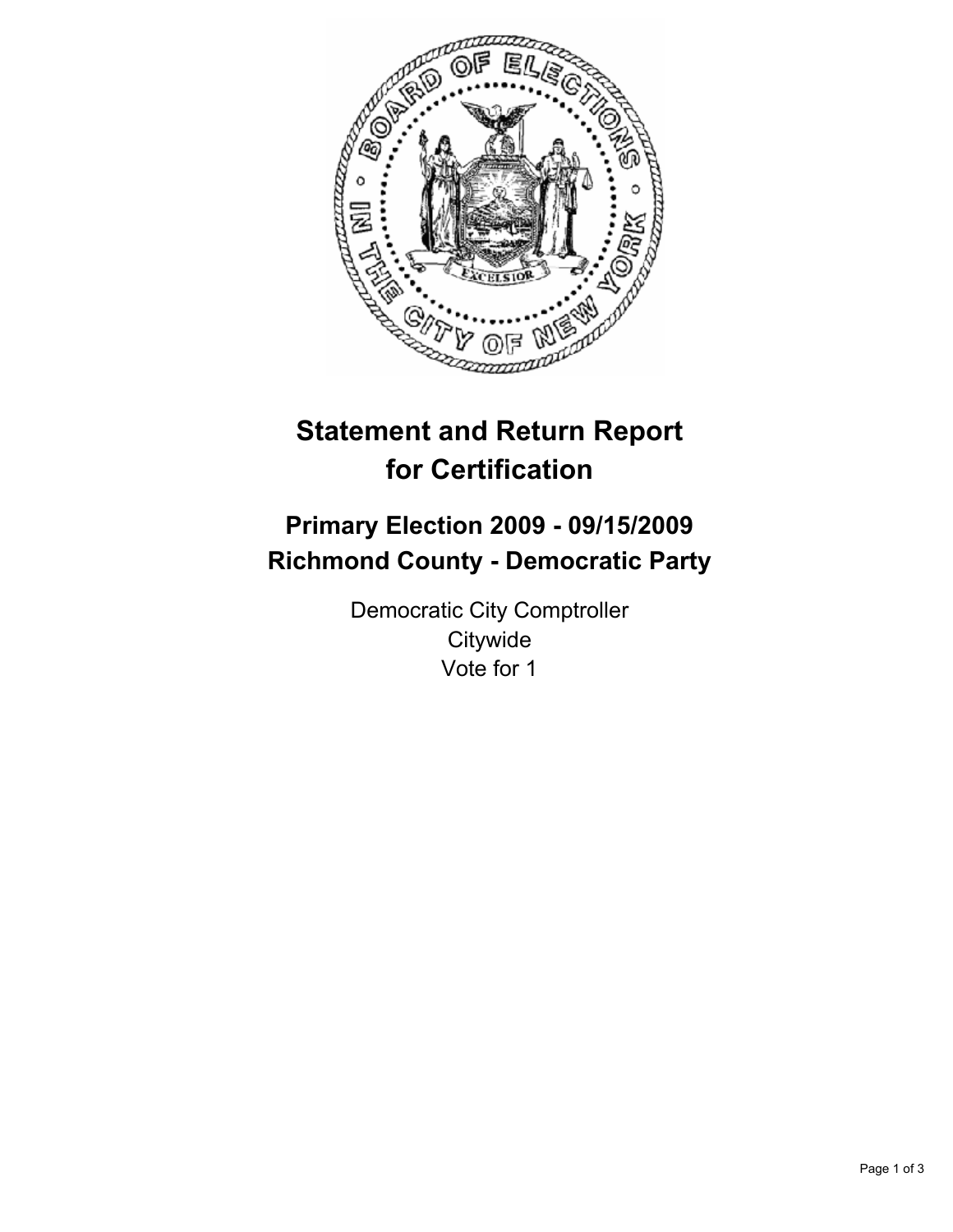# Statement and Return Report for Certification

## Primary Election 2009 - 09/15/2009
## Richmond County - Democratic Party

Democratic City Comptroller
Citywide
Vote for 1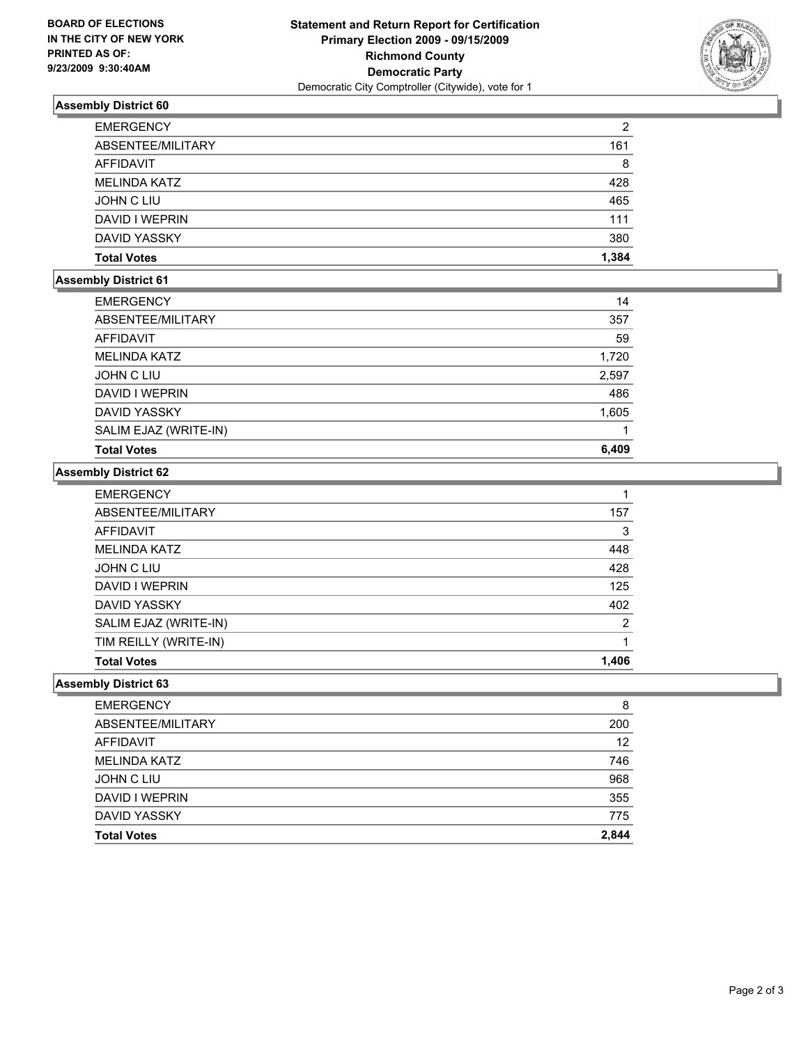**BOARD OF ELECTIONS IN THE CITY OF NEW YORK PRINTED AS OF: 9/23/2009 9:30:40AM**

# Statement and Return Report for Certification
## Primary Election 2009 - 09/15/2009
## Richmond County
## Democratic Party
Democratic City Comptroller (Citywide), vote for 1

### Assembly District 60

| | |
|---|---|
| EMERGENCY | 2 |
| ABSENTEE/MILITARY | 161 |
| AFFIDAVIT | 8 |
| MELINDA KATZ | 428 |
| JOHN C LIU | 465 |
| DAVID I WEPRIN | 111 |
| DAVID YASSKY | 380 |
| **Total Votes** | **1,384** |

### Assembly District 61

| | |
|---|---|
| EMERGENCY | 14 |
| ABSENTEE/MILITARY | 357 |
| AFFIDAVIT | 59 |
| MELINDA KATZ | 1,720 |
| JOHN C LIU | 2,597 |
| DAVID I WEPRIN | 486 |
| DAVID YASSKY | 1,605 |
| SALIM EJAZ (WRITE-IN) | 1 |
| **Total Votes** | **6,409** |

### Assembly District 62

| | |
|---|---|
| EMERGENCY | 1 |
| ABSENTEE/MILITARY | 157 |
| AFFIDAVIT | 3 |
| MELINDA KATZ | 448 |
| JOHN C LIU | 428 |
| DAVID I WEPRIN | 125 |
| DAVID YASSKY | 402 |
| SALIM EJAZ (WRITE-IN) | 2 |
| TIM REILLY (WRITE-IN) | 1 |
| **Total Votes** | **1,406** |

### Assembly District 63

| | |
|---|---|
| EMERGENCY | 8 |
| ABSENTEE/MILITARY | 200 |
| AFFIDAVIT | 12 |
| MELINDA KATZ | 746 |
| JOHN C LIU | 968 |
| DAVID I WEPRIN | 355 |
| DAVID YASSKY | 775 |
| **Total Votes** | **2,844** |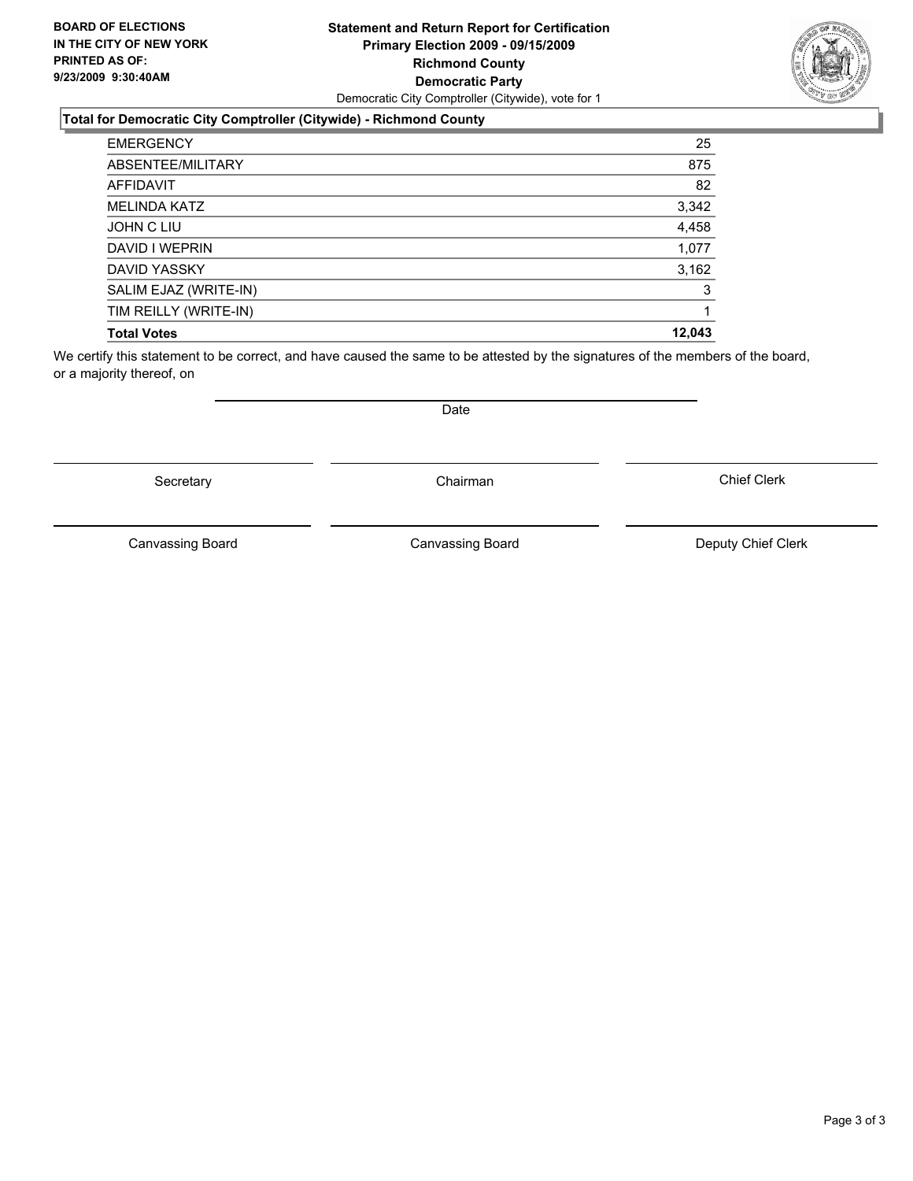**BOARD OF ELECTIONS IN THE CITY OF NEW YORK PRINTED AS OF: 9/23/2009 9:30:40AM**

**Statement and Return Report for Certification**
**Primary Election 2009 - 09/15/2009**
**Richmond County**
**Democratic Party**
Democratic City Comptroller (Citywide), vote for 1

**Total for Democratic City Comptroller (Citywide) - Richmond County**

| | |
|---|---|
| EMERGENCY | 25 |
| ABSENTEE/MILITARY | 875 |
| AFFIDAVIT | 82 |
| MELINDA KATZ | 3,342 |
| JOHN C LIU | 4,458 |
| DAVID I WEPRIN | 1,077 |
| DAVID YASSKY | 3,162 |
| SALIM EJAZ (WRITE-IN) | 3 |
| TIM REILLY (WRITE-IN) | 1 |
| **Total Votes** | **12,043** |

We certify this statement to be correct, and have caused the same to be attested by the signatures of the members of the board, or a majority thereof, on

Date

Secretary | Chairman | Chief Clerk

Canvassing Board | Canvassing Board | Deputy Chief Clerk